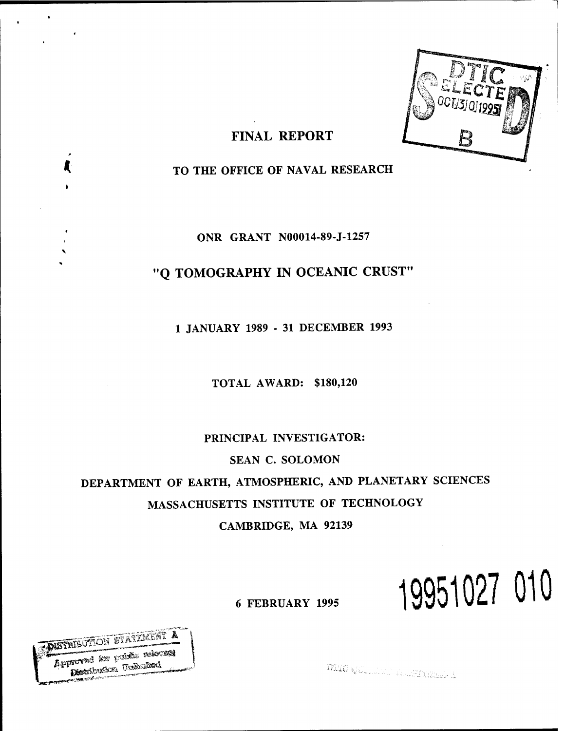DTIC ELECTE OCT 30 1995 S B D

# FINAL REPORT

## TO THE OFFICE OF NAVAL RESEARCH

ONR GRANT N00014-89-J-1257

## "Q TOMOGRAPHY IN OCEANIC CRUST"

1 JANUARY 1989 - 31 DECEMBER 1993

TOTAL AWARD: $180,120

PRINCIPAL INVESTIGATOR:

SEAN C. SOLOMON

DEPARTMENT OF EARTH, ATMOSPHERIC, AND PLANETARY SCIENCES

MASSACHUSETTS INSTITUTE OF TECHNOLOGY

CAMBRIDGE, MA 92139

6 FEBRUARY 1995

19951027 010

DISTRIBUTION STATEMENT A

Approved for public release; Distribution Unlimited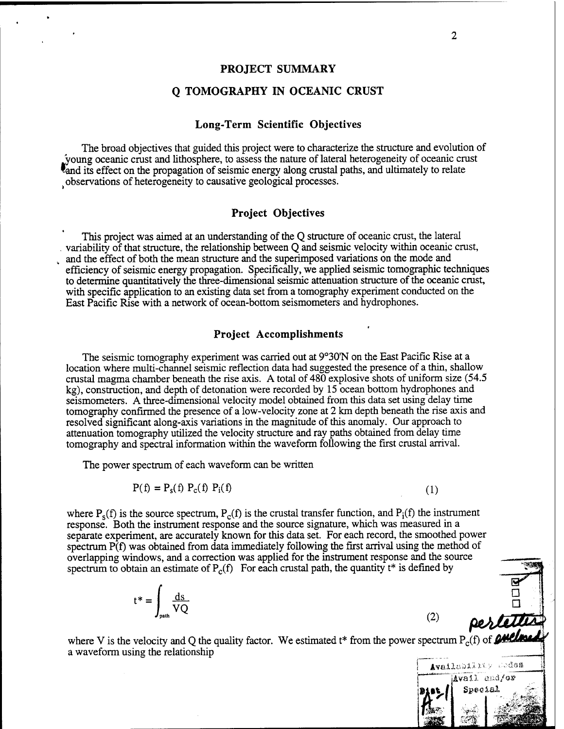# PROJECT SUMMARY

# Q TOMOGRAPHY IN OCEANIC CRUST

## Long-Term Scientific Objectives

The broad objectives that guided this project were to characterize the structure and evolution of young oceanic crust and lithosphere, to assess the nature of lateral heterogeneity of oceanic crust and its effect on the propagation of seismic energy along crustal paths, and ultimately to relate observations of heterogeneity to causative geological processes.

## Project Objectives

This project was aimed at an understanding of the Q structure of oceanic crust, the lateral variability of that structure, the relationship between Q and seismic velocity within oceanic crust, and the effect of both the mean structure and the superimposed variations on the mode and efficiency of seismic energy propagation. Specifically, we applied seismic tomographic techniques to determine quantitatively the three-dimensional seismic attenuation structure of the oceanic crust, with specific application to an existing data set from a tomography experiment conducted on the East Pacific Rise with a network of ocean-bottom seismometers and hydrophones.

## Project Accomplishments

The seismic tomography experiment was carried out at 9°30'N on the East Pacific Rise at a location where multi-channel seismic reflection data had suggested the presence of a thin, shallow crustal magma chamber beneath the rise axis. A total of 480 explosive shots of uniform size (54.5 kg), construction, and depth of detonation were recorded by 15 ocean bottom hydrophones and seismometers. A three-dimensional velocity model obtained from this data set using delay time tomography confirmed the presence of a low-velocity zone at 2 km depth beneath the rise axis and resolved significant along-axis variations in the magnitude of this anomaly. Our approach to attenuation tomography utilized the velocity structure and ray paths obtained from delay time tomography and spectral information within the waveform following the first crustal arrival.

The power spectrum of each waveform can be written

$$P(f) = P_s(f)\, P_c(f)\, P_i(f) \tag{1}$$

where $P_s(f)$ is the source spectrum, $P_c(f)$ is the crustal transfer function, and $P_i(f)$ the instrument response. Both the instrument response and the source signature, which was measured in a separate experiment, are accurately known for this data set. For each record, the smoothed power spectrum $P(f)$ was obtained from data immediately following the first arrival using the method of overlapping windows, and a correction was applied for the instrument response and the source spectrum to obtain an estimate of $P_c(f)$ For each crustal path, the quantity $t^*$ is defined by

$$t^* = \int_{path} \frac{ds}{VQ} \tag{2}$$

where V is the velocity and Q the quality factor. We estimated $t^*$ from the power spectrum $P_c(f)$ of a waveform using the relationship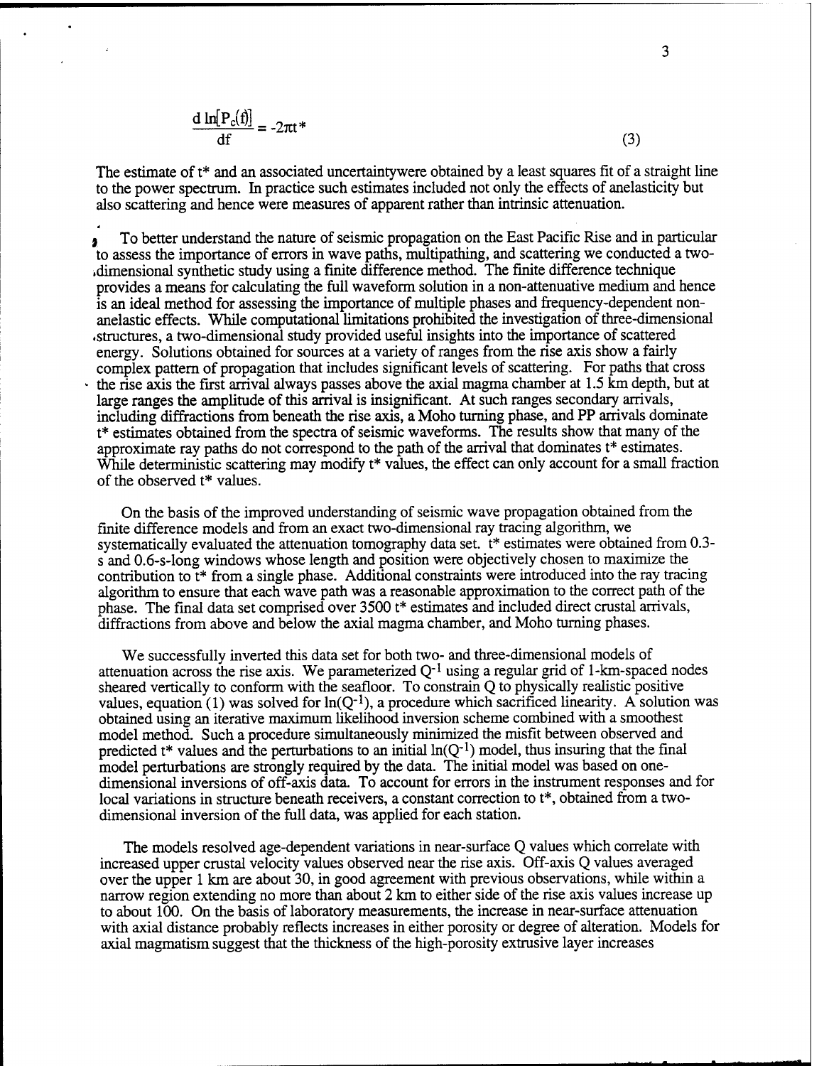$$\frac{d \ln[P_c(f)]}{df} = -2\pi t^* \tag{3}$$

The estimate of t* and an associated uncertaintywere obtained by a least squares fit of a straight line to the power spectrum. In practice such estimates included not only the effects of anelasticity but also scattering and hence were measures of apparent rather than intrinsic attenuation.

To better understand the nature of seismic propagation on the East Pacific Rise and in particular to assess the importance of errors in wave paths, multipathing, and scattering we conducted a two-dimensional synthetic study using a finite difference method. The finite difference technique provides a means for calculating the full waveform solution in a non-attenuative medium and hence is an ideal method for assessing the importance of multiple phases and frequency-dependent non-anelastic effects. While computational limitations prohibited the investigation of three-dimensional structures, a two-dimensional study provided useful insights into the importance of scattered energy. Solutions obtained for sources at a variety of ranges from the rise axis show a fairly complex pattern of propagation that includes significant levels of scattering. For paths that cross the rise axis the first arrival always passes above the axial magma chamber at 1.5 km depth, but at large ranges the amplitude of this arrival is insignificant. At such ranges secondary arrivals, including diffractions from beneath the rise axis, a Moho turning phase, and PP arrivals dominate t* estimates obtained from the spectra of seismic waveforms. The results show that many of the approximate ray paths do not correspond to the path of the arrival that dominates t* estimates. While deterministic scattering may modify t* values, the effect can only account for a small fraction of the observed t* values.

On the basis of the improved understanding of seismic wave propagation obtained from the finite difference models and from an exact two-dimensional ray tracing algorithm, we systematically evaluated the attenuation tomography data set. t* estimates were obtained from 0.3-s and 0.6-s-long windows whose length and position were objectively chosen to maximize the contribution to t* from a single phase. Additional constraints were introduced into the ray tracing algorithm to ensure that each wave path was a reasonable approximation to the correct path of the phase. The final data set comprised over 3500 t* estimates and included direct crustal arrivals, diffractions from above and below the axial magma chamber, and Moho turning phases.

We successfully inverted this data set for both two- and three-dimensional models of attenuation across the rise axis. We parameterized $Q^{-1}$ using a regular grid of 1-km-spaced nodes sheared vertically to conform with the seafloor. To constrain Q to physically realistic positive values, equation (1) was solved for $\ln(Q^{-1})$, a procedure which sacrificed linearity. A solution was obtained using an iterative maximum likelihood inversion scheme combined with a smoothest model method. Such a procedure simultaneously minimized the misfit between observed and predicted t* values and the perturbations to an initial $\ln(Q^{-1})$ model, thus insuring that the final model perturbations are strongly required by the data. The initial model was based on one-dimensional inversions of off-axis data. To account for errors in the instrument responses and for local variations in structure beneath receivers, a constant correction to t*, obtained from a two-dimensional inversion of the full data, was applied for each station.

The models resolved age-dependent variations in near-surface Q values which correlate with increased upper crustal velocity values observed near the rise axis. Off-axis Q values averaged over the upper 1 km are about 30, in good agreement with previous observations, while within a narrow region extending no more than about 2 km to either side of the rise axis values increase up to about 100. On the basis of laboratory measurements, the increase in near-surface attenuation with axial distance probably reflects increases in either porosity or degree of alteration. Models for axial magmatism suggest that the thickness of the high-porosity extrusive layer increases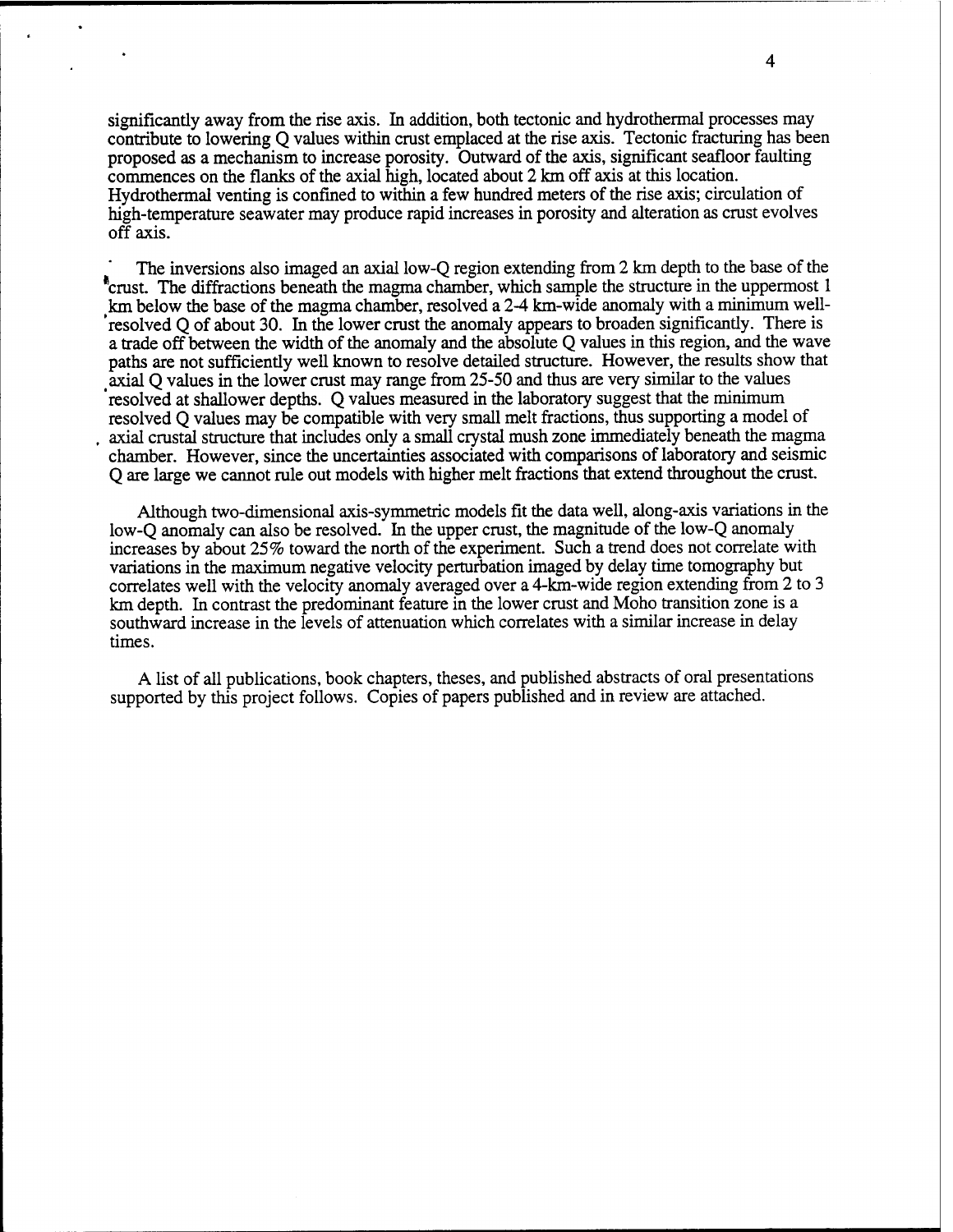significantly away from the rise axis. In addition, both tectonic and hydrothermal processes may contribute to lowering Q values within crust emplaced at the rise axis. Tectonic fracturing has been proposed as a mechanism to increase porosity. Outward of the axis, significant seafloor faulting commences on the flanks of the axial high, located about 2 km off axis at this location. Hydrothermal venting is confined to within a few hundred meters of the rise axis; circulation of high-temperature seawater may produce rapid increases in porosity and alteration as crust evolves off axis.

The inversions also imaged an axial low-Q region extending from 2 km depth to the base of the crust. The diffractions beneath the magma chamber, which sample the structure in the uppermost 1 km below the base of the magma chamber, resolved a 2-4 km-wide anomaly with a minimum well-resolved Q of about 30. In the lower crust the anomaly appears to broaden significantly. There is a trade off between the width of the anomaly and the absolute Q values in this region, and the wave paths are not sufficiently well known to resolve detailed structure. However, the results show that axial Q values in the lower crust may range from 25-50 and thus are very similar to the values resolved at shallower depths. Q values measured in the laboratory suggest that the minimum resolved Q values may be compatible with very small melt fractions, thus supporting a model of axial crustal structure that includes only a small crystal mush zone immediately beneath the magma chamber. However, since the uncertainties associated with comparisons of laboratory and seismic Q are large we cannot rule out models with higher melt fractions that extend throughout the crust.

Although two-dimensional axis-symmetric models fit the data well, along-axis variations in the low-Q anomaly can also be resolved. In the upper crust, the magnitude of the low-Q anomaly increases by about 25% toward the north of the experiment. Such a trend does not correlate with variations in the maximum negative velocity perturbation imaged by delay time tomography but correlates well with the velocity anomaly averaged over a 4-km-wide region extending from 2 to 3 km depth. In contrast the predominant feature in the lower crust and Moho transition zone is a southward increase in the levels of attenuation which correlates with a similar increase in delay times.

A list of all publications, book chapters, theses, and published abstracts of oral presentations supported by this project follows. Copies of papers published and in review are attached.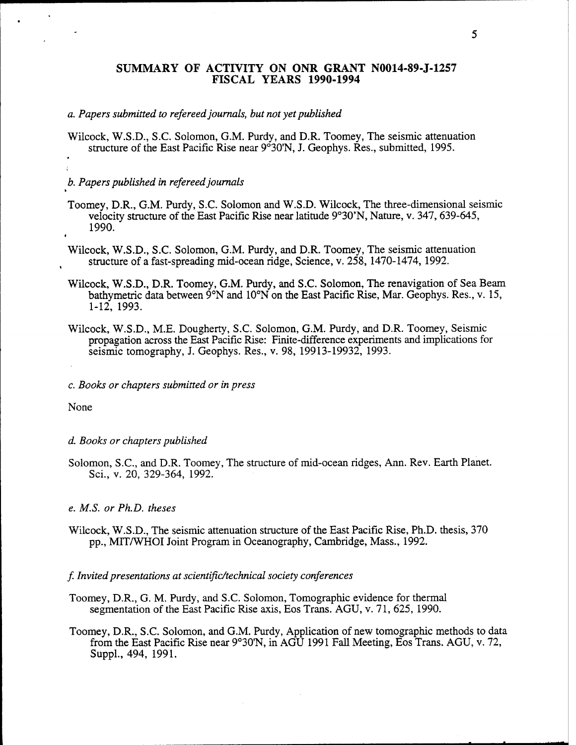## SUMMARY OF ACTIVITY ON ONR GRANT N0014-89-J-1257 FISCAL YEARS 1990-1994

*a. Papers submitted to refereed journals, but not yet published*

Wilcock, W.S.D., S.C. Solomon, G.M. Purdy, and D.R. Toomey, The seismic attenuation structure of the East Pacific Rise near 9°30'N, J. Geophys. Res., submitted, 1995.

*b. Papers published in refereed journals*

Toomey, D.R., G.M. Purdy, S.C. Solomon and W.S.D. Wilcock, The three-dimensional seismic velocity structure of the East Pacific Rise near latitude 9°30'N, Nature, v. 347, 639-645, 1990.

Wilcock, W.S.D., S.C. Solomon, G.M. Purdy, and D.R. Toomey, The seismic attenuation structure of a fast-spreading mid-ocean ridge, Science, v. 258, 1470-1474, 1992.

Wilcock, W.S.D., D.R. Toomey, G.M. Purdy, and S.C. Solomon, The renavigation of Sea Beam bathymetric data between 9°N and 10°N on the East Pacific Rise, Mar. Geophys. Res., v. 15, 1-12, 1993.

Wilcock, W.S.D., M.E. Dougherty, S.C. Solomon, G.M. Purdy, and D.R. Toomey, Seismic propagation across the East Pacific Rise: Finite-difference experiments and implications for seismic tomography, J. Geophys. Res., v. 98, 19913-19932, 1993.

*c. Books or chapters submitted or in press*

None

*d. Books or chapters published*

Solomon, S.C., and D.R. Toomey, The structure of mid-ocean ridges, Ann. Rev. Earth Planet. Sci., v. 20, 329-364, 1992.

*e. M.S. or Ph.D. theses*

Wilcock, W.S.D., The seismic attenuation structure of the East Pacific Rise, Ph.D. thesis, 370 pp., MIT/WHOI Joint Program in Oceanography, Cambridge, Mass., 1992.

*f. Invited presentations at scientific/technical society conferences*

Toomey, D.R., G. M. Purdy, and S.C. Solomon, Tomographic evidence for thermal segmentation of the East Pacific Rise axis, Eos Trans. AGU, v. 71, 625, 1990.

Toomey, D.R., S.C. Solomon, and G.M. Purdy, Application of new tomographic methods to data from the East Pacific Rise near 9°30'N, in AGU 1991 Fall Meeting, Eos Trans. AGU, v. 72, Suppl., 494, 1991.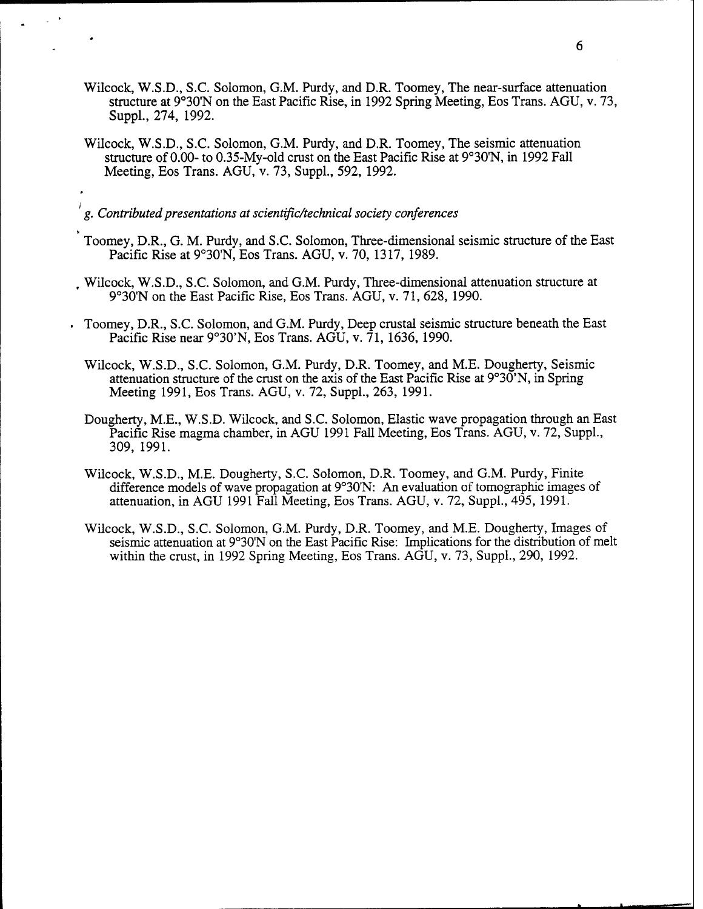Wilcock, W.S.D., S.C. Solomon, G.M. Purdy, and D.R. Toomey, The near-surface attenuation structure at 9°30'N on the East Pacific Rise, in 1992 Spring Meeting, Eos Trans. AGU, v. 73, Suppl., 274, 1992.

Wilcock, W.S.D., S.C. Solomon, G.M. Purdy, and D.R. Toomey, The seismic attenuation structure of 0.00- to 0.35-My-old crust on the East Pacific Rise at 9°30'N, in 1992 Fall Meeting, Eos Trans. AGU, v. 73, Suppl., 592, 1992.

*g. Contributed presentations at scientific/technical society conferences*

Toomey, D.R., G. M. Purdy, and S.C. Solomon, Three-dimensional seismic structure of the East Pacific Rise at 9°30'N, Eos Trans. AGU, v. 70, 1317, 1989.

Wilcock, W.S.D., S.C. Solomon, and G.M. Purdy, Three-dimensional attenuation structure at 9°30'N on the East Pacific Rise, Eos Trans. AGU, v. 71, 628, 1990.

Toomey, D.R., S.C. Solomon, and G.M. Purdy, Deep crustal seismic structure beneath the East Pacific Rise near 9°30'N, Eos Trans. AGU, v. 71, 1636, 1990.

Wilcock, W.S.D., S.C. Solomon, G.M. Purdy, D.R. Toomey, and M.E. Dougherty, Seismic attenuation structure of the crust on the axis of the East Pacific Rise at 9°30'N, in Spring Meeting 1991, Eos Trans. AGU, v. 72, Suppl., 263, 1991.

Dougherty, M.E., W.S.D. Wilcock, and S.C. Solomon, Elastic wave propagation through an East Pacific Rise magma chamber, in AGU 1991 Fall Meeting, Eos Trans. AGU, v. 72, Suppl., 309, 1991.

Wilcock, W.S.D., M.E. Dougherty, S.C. Solomon, D.R. Toomey, and G.M. Purdy, Finite difference models of wave propagation at 9°30'N: An evaluation of tomographic images of attenuation, in AGU 1991 Fall Meeting, Eos Trans. AGU, v. 72, Suppl., 495, 1991.

Wilcock, W.S.D., S.C. Solomon, G.M. Purdy, D.R. Toomey, and M.E. Dougherty, Images of seismic attenuation at 9°30'N on the East Pacific Rise: Implications for the distribution of melt within the crust, in 1992 Spring Meeting, Eos Trans. AGU, v. 73, Suppl., 290, 1992.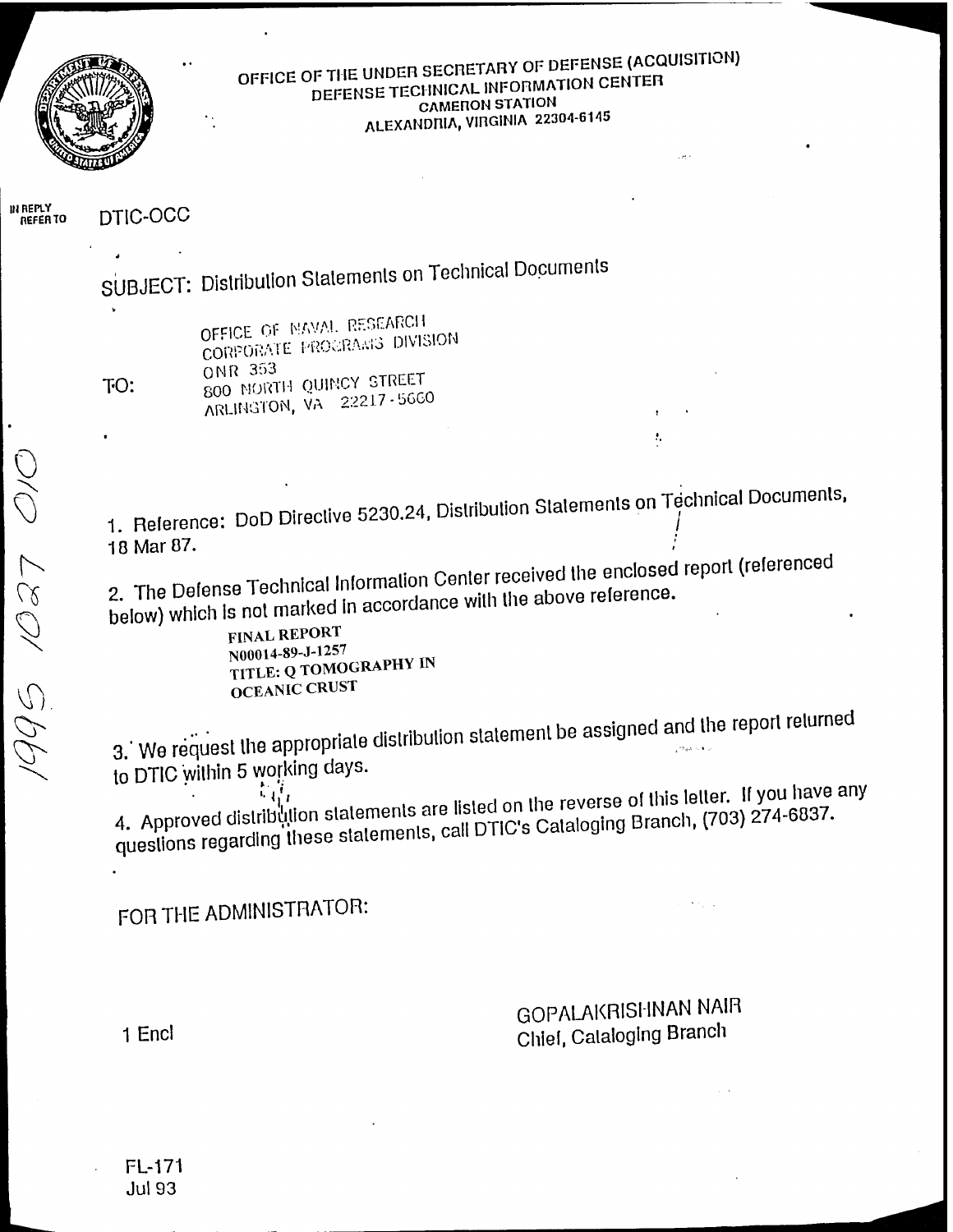OFFICE OF THE UNDER SECRETARY OF DEFENSE (ACQUISITION)
DEFENSE TECHNICAL INFORMATION CENTER
CAMERON STATION
ALEXANDRIA, VIRGINIA 22304-6145

IN REPLY REFER TO DTIC-OCC

SUBJECT: Distribution Statements on Technical Documents

TO:
OFFICE OF NAVAL RESEARCH
CORPORATE PROGRAMS DIVISION
ONR 353
800 NORTH QUINCY STREET
ARLINGTON, VA 22217-5660

1995 1027 010

1. Reference: DoD Directive 5230.24, Distribution Statements on Technical Documents, 18 Mar 87.

2. The Defense Technical Information Center received the enclosed report (referenced below) which is not marked in accordance with the above reference.

FINAL REPORT
N00014-89-J-1257
TITLE: Q TOMOGRAPHY IN OCEANIC CRUST

3. We request the appropriate distribution statement be assigned and the report returned to DTIC within 5 working days.

4. Approved distribution statements are listed on the reverse of this letter. If you have any questions regarding these statements, call DTIC's Cataloging Branch, (703) 274-6837.

FOR THE ADMINISTRATOR:

1 Encl

GOPALAKRISHNAN NAIR
Chief, Cataloging Branch

FL-171
Jul 93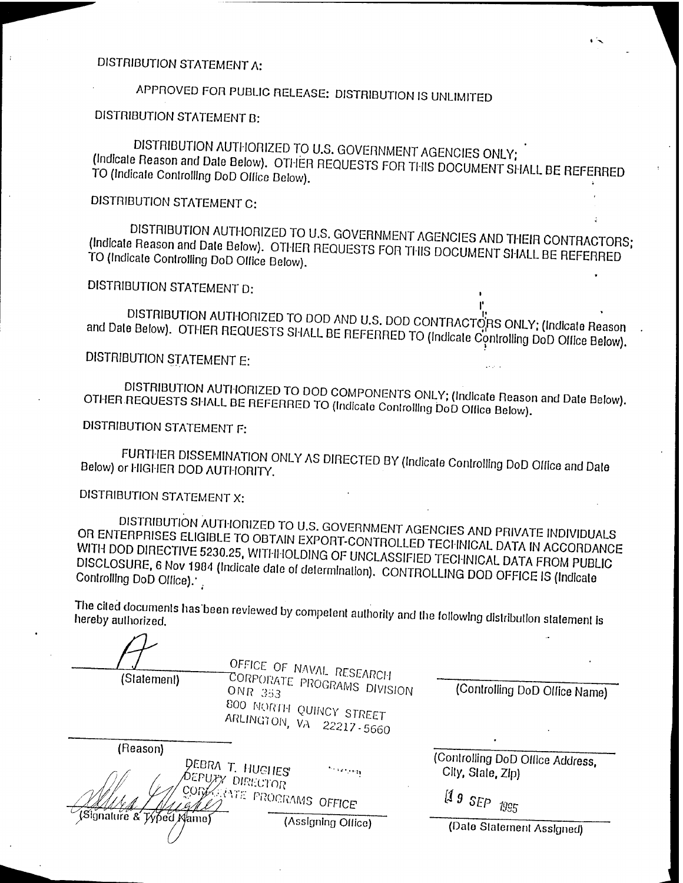DISTRIBUTION STATEMENT A:

APPROVED FOR PUBLIC RELEASE: DISTRIBUTION IS UNLIMITED

DISTRIBUTION STATEMENT B:

DISTRIBUTION AUTHORIZED TO U.S. GOVERNMENT AGENCIES ONLY; (Indicate Reason and Date Below). OTHER REQUESTS FOR THIS DOCUMENT SHALL BE REFERRED TO (Indicate Controlling DoD Office Below).

DISTRIBUTION STATEMENT C:

DISTRIBUTION AUTHORIZED TO U.S. GOVERNMENT AGENCIES AND THEIR CONTRACTORS; (Indicate Reason and Date Below). OTHER REQUESTS FOR THIS DOCUMENT SHALL BE REFERRED TO (Indicate Controlling DoD Office Below).

DISTRIBUTION STATEMENT D:

DISTRIBUTION AUTHORIZED TO DOD AND U.S. DOD CONTRACTORS ONLY; (Indicate Reason and Date Below). OTHER REQUESTS SHALL BE REFERRED TO (Indicate Controlling DoD Office Below).

DISTRIBUTION STATEMENT E:

DISTRIBUTION AUTHORIZED TO DOD COMPONENTS ONLY; (Indicate Reason and Date Below). OTHER REQUESTS SHALL BE REFERRED TO (Indicate Controlling DoD Office Below).

DISTRIBUTION STATEMENT F:

FURTHER DISSEMINATION ONLY AS DIRECTED BY (Indicate Controlling DoD Office and Date Below) or HIGHER DOD AUTHORITY.

DISTRIBUTION STATEMENT X:

DISTRIBUTION AUTHORIZED TO U.S. GOVERNMENT AGENCIES AND PRIVATE INDIVIDUALS OR ENTERPRISES ELIGIBLE TO OBTAIN EXPORT-CONTROLLED TECHNICAL DATA IN ACCORDANCE WITH DOD DIRECTIVE 5230.25, WITHHOLDING OF UNCLASSIFIED TECHNICAL DATA FROM PUBLIC DISCLOSURE, 6 Nov 1984 (Indicate date of determination). CONTROLLING DOD OFFICE IS (Indicate Controlling DoD Office).

The cited documents has been reviewed by competent authority and the following distribution statement is hereby authorized.

A
(Statement)

OFFICE OF NAVAL RESEARCH
CORPORATE PROGRAMS DIVISION
ONR 353
800 NORTH QUINCY STREET
ARLINGTON, VA 22217-5660
(Controlling DoD Office Name)

(Reason)

(Controlling DoD Office Address, City, State, Zip)

DEBRA T. HUGHES
DEPUTY DIRECTOR
CORPORATE PROGRAMS OFFICE
(Signature & Typed Name)

(Assigning Office)

19 SEP 1995
(Date Statement Assigned)